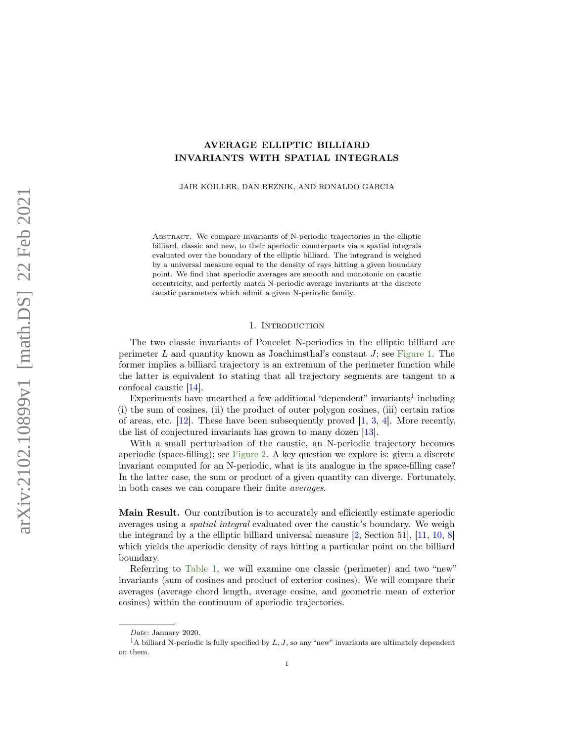# AVERAGE ELLIPTIC BILLIARD INVARIANTS WITH SPATIAL INTEGRALS

JAIR KOILLER, DAN REZNIK, AND RONALDO GARCIA

Abstract. We compare invariants of N-periodic trajectories in the elliptic billiard, classic and new, to their aperiodic counterparts via a spatial integrals evaluated over the boundary of the elliptic billiard. The integrand is weighed by a universal measure equal to the density of rays hitting a given boundary point. We find that aperiodic averages are smooth and monotonic on caustic eccentricity, and perfectly match N-periodic average invariants at the discrete caustic parameters which admit a given N-periodic family.

## 1. Introduction

The two classic invariants of Poncelet N-periodics in the elliptic billiard are perimeter $L$ and quantity known as Joachimsthal's constant $J$; see Figure 1. The former implies a billiard trajectory is an extremum of the perimeter function while the latter is equivalent to stating that all trajectory segments are tangent to a confocal caustic [14].

Experiments have unearthed a few additional "dependent" invariants[1] including (i) the sum of cosines, (ii) the product of outer polygon cosines, (iii) certain ratios of areas, etc. [12]. These have been subsequently proved [1, 3, 4]. More recently, the list of conjectured invariants has grown to many dozen [13].

With a small perturbation of the caustic, an N-periodic trajectory becomes aperiodic (space-filling); see Figure 2. A key question we explore is: given a discrete invariant computed for an N-periodic, what is its analogue in the space-filling case? In the latter case, the sum or product of a given quantity can diverge. Fortunately, in both cases we can compare their finite *averages*.

**Main Result.** Our contribution is to accurately and efficiently estimate aperiodic averages using a *spatial integral* evaluated over the caustic's boundary. We weigh the integrand by a the elliptic billiard universal measure [2, Section 51], [11, 10, 8] which yields the aperiodic density of rays hitting a particular point on the billiard boundary.

Referring to Table 1, we will examine one classic (perimeter) and two "new" invariants (sum of cosines and product of exterior cosines). We will compare their averages (average chord length, average cosine, and geometric mean of exterior cosines) within the continuum of aperiodic trajectories.

*Date*: January 2020.

[1]A billiard N-periodic is fully specified by $L, J$, so any "new" invariants are ultimately dependent on them.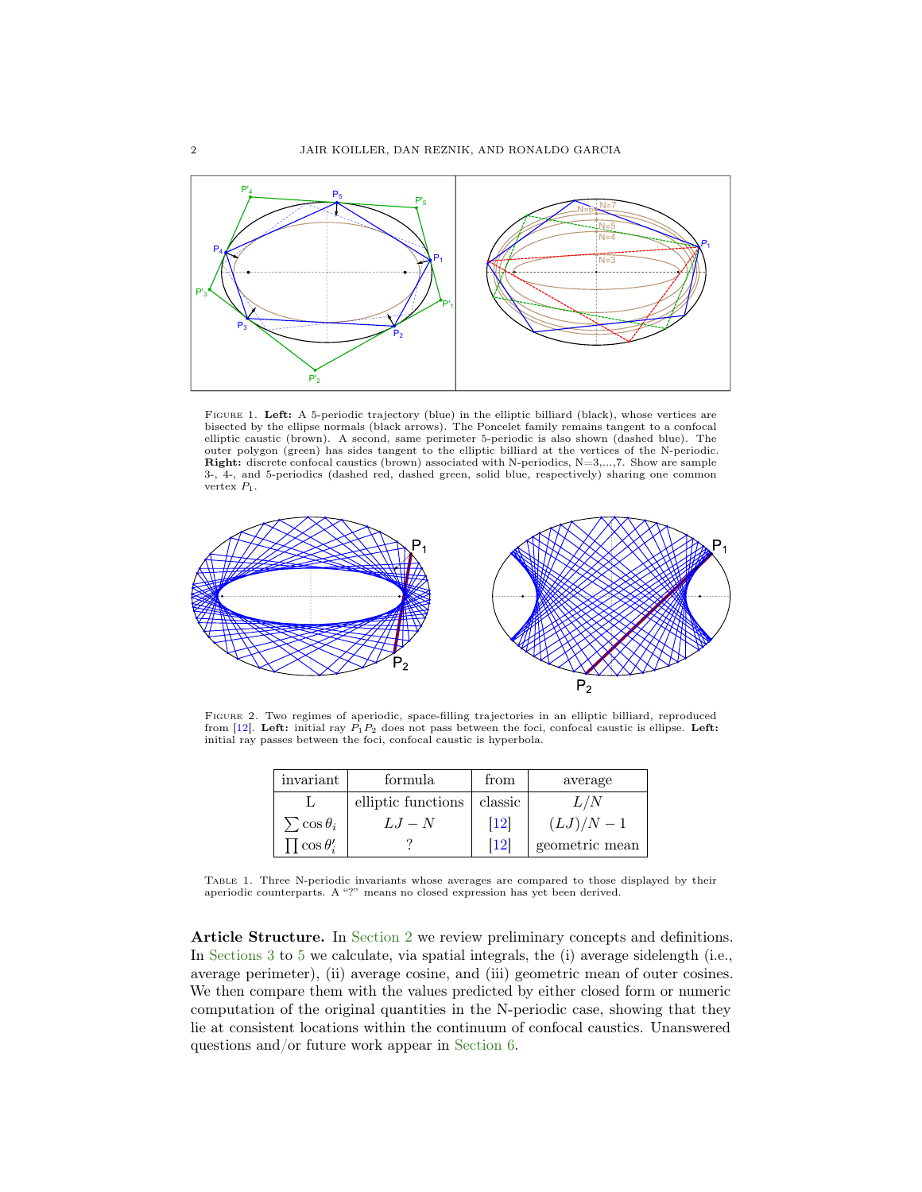Figure 1. **Left:** A 5-periodic trajectory (blue) in the elliptic billiard (black), whose vertices are bisected by the ellipse normals (black arrows). The Poncelet family remains tangent to a confocal elliptic caustic (brown). A second, same perimeter 5-periodic is also shown (dashed blue). The outer polygon (green) has sides tangent to the elliptic billiard at the vertices of the N-periodic. **Right:** discrete confocal caustics (brown) associated with N-periodics, N=3,...,7. Show are sample 3-, 4-, and 5-periodics (dashed red, dashed green, solid blue, respectively) sharing one common vertex $P_1$.

Figure 2. Two regimes of aperiodic, space-filling trajectories in an elliptic billiard, reproduced from [12]. **Left:** initial ray $P_1P_2$ does not pass between the foci, confocal caustic is ellipse. **Left:** initial ray passes between the foci, confocal caustic is hyperbola.

| invariant | formula | from | average |
| --- | --- | --- | --- |
| L | elliptic functions | classic | $L/N$ |
| $\sum \cos\theta_i$ | $LJ - N$ | [12] | $(LJ)/N - 1$ |
| $\prod \cos\theta'_i$ | ? | [12] | geometric mean |

Table 1. Three N-periodic invariants whose averages are compared to those displayed by their aperiodic counterparts. A "?" means no closed expression has yet been derived.

**Article Structure.** In Section 2 we review preliminary concepts and definitions. In Sections 3 to 5 we calculate, via spatial integrals, the (i) average sidelength (i.e., average perimeter), (ii) average cosine, and (iii) geometric mean of outer cosines. We then compare them with the values predicted by either closed form or numeric computation of the original quantities in the N-periodic case, showing that they lie at consistent locations within the continuum of confocal caustics. Unanswered questions and/or future work appear in Section 6.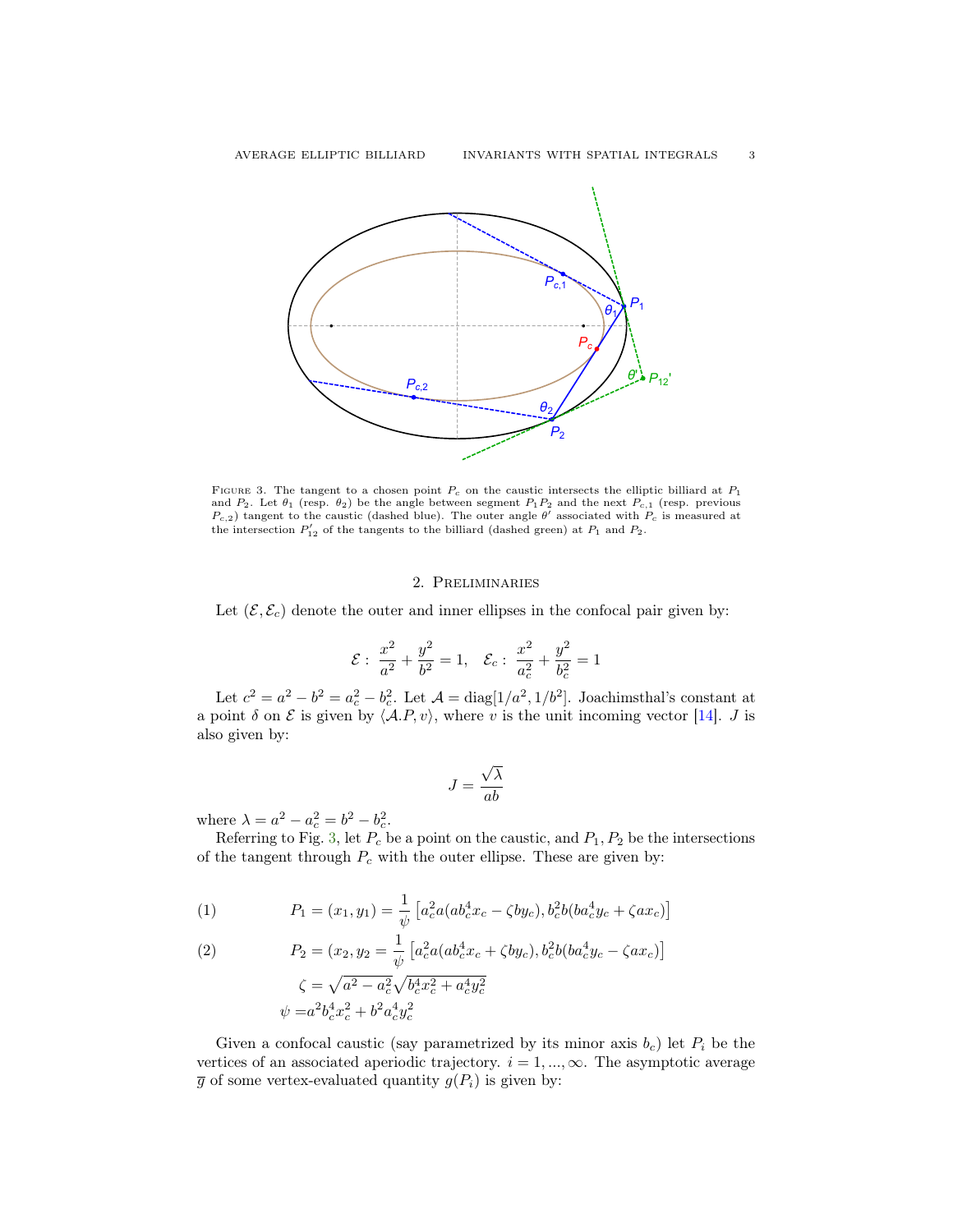Figure 3. The tangent to a chosen point $P_c$ on the caustic intersects the elliptic billiard at $P_1$ and $P_2$. Let $\theta_1$ (resp. $\theta_2$) be the angle between segment $P_1P_2$ and the next $P_{c,1}$ (resp. previous $P_{c,2}$) tangent to the caustic (dashed blue). The outer angle $\theta'$ associated with $P_c$ is measured at the intersection $P'_{12}$ of the tangents to the billiard (dashed green) at $P_1$ and $P_2$.

## 2. Preliminaries

Let $(\mathcal{E}, \mathcal{E}_c)$ denote the outer and inner ellipses in the confocal pair given by:

$$\mathcal{E}: \ \frac{x^2}{a^2} + \frac{y^2}{b^2} = 1, \quad \mathcal{E}_c: \ \frac{x^2}{a_c^2} + \frac{y^2}{b_c^2} = 1$$

Let $c^2 = a^2 - b^2 = a_c^2 - b_c^2$. Let $\mathcal{A} = \text{diag}[1/a^2, 1/b^2]$. Joachimsthal's constant at a point $\delta$ on $\mathcal{E}$ is given by $\langle \mathcal{A}.P, v \rangle$, where $v$ is the unit incoming vector [14]. $J$ is also given by:

$$J = \frac{\sqrt{\lambda}}{ab}$$

where $\lambda = a^2 - a_c^2 = b^2 - b_c^2$.

Referring to Fig. 3, let $P_c$ be a point on the caustic, and $P_1, P_2$ be the intersections of the tangent through $P_c$ with the outer ellipse. These are given by:

$$P_1 = (x_1, y_1) = \frac{1}{\psi}\left[a_c^2 a(a b_c^4 x_c - \zeta b y_c), b_c^2 b(b a_c^4 y_c + \zeta a x_c)\right] \tag{1}$$

$$P_2 = (x_2, y_2 = \frac{1}{\psi}\left[a_c^2 a(a b_c^4 x_c + \zeta b y_c), b_c^2 b(b a_c^4 y_c - \zeta a x_c)\right] \tag{2}$$

$$\zeta = \sqrt{a^2 - a_c^2}\sqrt{b_c^4 x_c^2 + a_c^4 y_c^2}$$

$$\psi = a^2 b_c^4 x_c^2 + b^2 a_c^4 y_c^2$$

Given a confocal caustic (say parametrized by its minor axis $b_c$) let $P_i$ be the vertices of an associated aperiodic trajectory. $i = 1, ..., \infty$. The asymptotic average $\overline{g}$ of some vertex-evaluated quantity $g(P_i)$ is given by: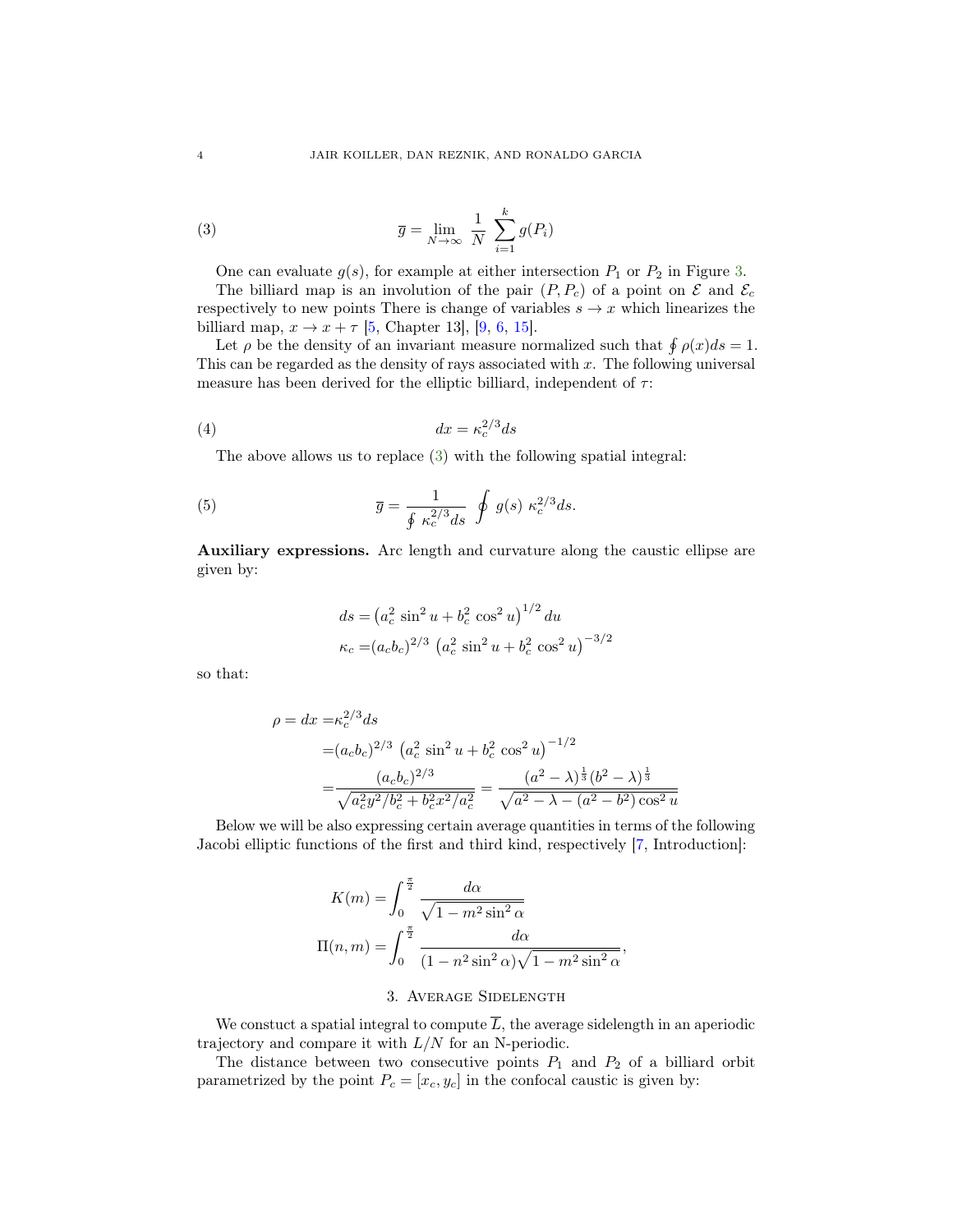$$
\overline{g} = \lim_{N\to\infty} \frac{1}{N} \sum_{i=1}^{k} g(P_i) \tag{3}
$$

One can evaluate $g(s)$, for example at either intersection $P_1$ or $P_2$ in Figure 3.

The billiard map is an involution of the pair $(P, P_c)$ of a point on $\mathcal{E}$ and $\mathcal{E}_c$ respectively to new points There is change of variables $s \to x$ which linearizes the billiard map, $x \to x + \tau$ [5, Chapter 13], [9, 6, 15].

Let $\rho$ be the density of an invariant measure normalized such that $\oint \rho(x)ds = 1$. This can be regarded as the density of rays associated with $x$. The following universal measure has been derived for the elliptic billiard, independent of $\tau$:

$$
dx = \kappa_c^{2/3} ds \tag{4}
$$

The above allows us to replace (3) with the following spatial integral:

$$
\overline{g} = \frac{1}{\oint \kappa_c^{2/3} ds} \oint g(s)\, \kappa_c^{2/3} ds. \tag{5}
$$

**Auxiliary expressions.** Arc length and curvature along the caustic ellipse are given by:

$$
\begin{aligned}
ds &= \left(a_c^2 \sin^2 u + b_c^2 \cos^2 u\right)^{1/2} du \\
\kappa_c &= (a_c b_c)^{2/3} \left(a_c^2 \sin^2 u + b_c^2 \cos^2 u\right)^{-3/2}
\end{aligned}
$$

so that:

$$
\begin{aligned}
\rho = dx =& \kappa_c^{2/3} ds \\
=& (a_c b_c)^{2/3} \left(a_c^2 \sin^2 u + b_c^2 \cos^2 u\right)^{-1/2} \\
=& \frac{(a_c b_c)^{2/3}}{\sqrt{a_c^2 y^2/b_c^2 + b_c^2 x^2/a_c^2}} = \frac{(a^2-\lambda)^{\frac{1}{3}}(b^2-\lambda)^{\frac{1}{3}}}{\sqrt{a^2-\lambda-(a^2-b^2)\cos^2 u}}
\end{aligned}
$$

Below we will be also expressing certain average quantities in terms of the following Jacobi elliptic functions of the first and third kind, respectively [7, Introduction]:

$$
\begin{aligned}
K(m) &= \int_0^{\frac{\pi}{2}} \frac{d\alpha}{\sqrt{1-m^2\sin^2\alpha}} \\
\Pi(n,m) &= \int_0^{\frac{\pi}{2}} \frac{d\alpha}{(1-n^2\sin^2\alpha)\sqrt{1-m^2\sin^2\alpha}},
\end{aligned}
$$

## 3. Average Sidelength

We constuct a spatial integral to compute $\overline{L}$, the average sidelength in an aperiodic trajectory and compare it with $L/N$ for an N-periodic.

The distance between two consecutive points $P_1$ and $P_2$ of a billiard orbit parametrized by the point $P_c = [x_c, y_c]$ in the confocal caustic is given by: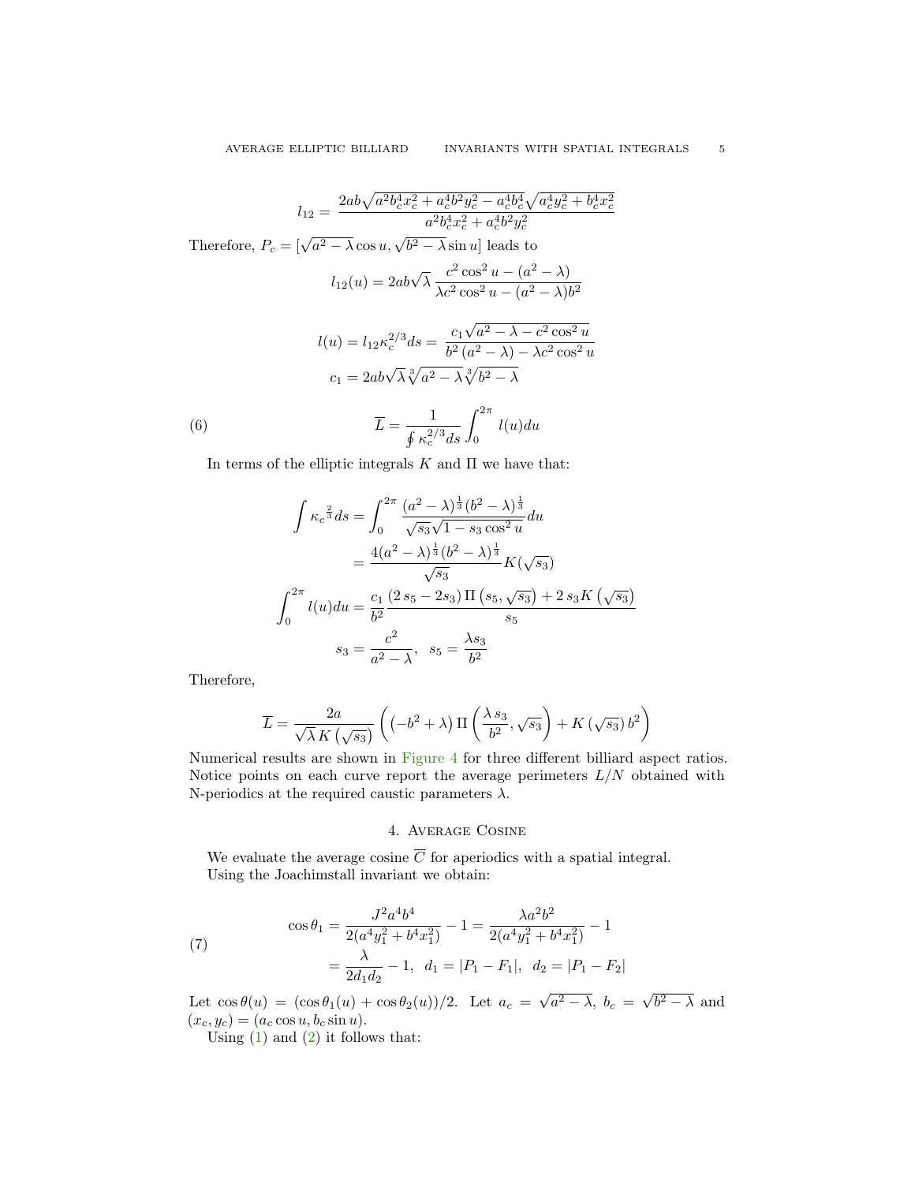$$
l_{12} = \frac{2ab\sqrt{a^2 b_c^4 x_c^2 + a_c^4 b^2 y_c^2 - a_c^4 b_c^4}\sqrt{a_c^4 y_c^2 + b_c^4 x_c^2}}{a^2 b_c^4 x_c^2 + a_c^4 b^2 y_c^2}
$$

Therefore, $P_c = [\sqrt{a^2-\lambda}\cos u, \sqrt{b^2-\lambda}\sin u]$ leads to

$$
l_{12}(u) = 2ab\sqrt{\lambda}\,\frac{c^2\cos^2 u - (a^2-\lambda)}{\lambda c^2 \cos^2 u - (a^2-\lambda) b^2}
$$

$$
l(u) = l_{12}\kappa_c^{2/3} ds = \frac{c_1\sqrt{a^2-\lambda-c^2\cos^2 u}}{b^2\left(a^2-\lambda\right) - \lambda c^2 \cos^2 u}
$$

$$
c_1 = 2ab\sqrt{\lambda}\sqrt[3]{a^2-\lambda}\sqrt[3]{b^2-\lambda}
$$

$$
\overline{L} = \frac{1}{\oint \kappa_c^{2/3} ds}\int_0^{2\pi} l(u) du \tag{6}
$$

In terms of the elliptic integrals $K$ and $\Pi$ we have that:

$$
\begin{aligned}
\int \kappa_c^{\frac{2}{3}} ds &= \int_0^{2\pi} \frac{(a^2-\lambda)^{\frac{1}{3}}(b^2-\lambda)^{\frac{1}{3}}}{\sqrt{s_3}\sqrt{1-s_3\cos^2 u}} du \\
&= \frac{4(a^2-\lambda)^{\frac{1}{3}}(b^2-\lambda)^{\frac{1}{3}}}{\sqrt{s_3}} K(\sqrt{s_3}) \\
\int_0^{2\pi} l(u) du &= \frac{c_1}{b^2}\,\frac{\left(2\,s_5 - 2s_3\right)\Pi\left(s_5, \sqrt{s_3}\right) + 2\,s_3 K\left(\sqrt{s_3}\right)}{s_5} \\
s_3 &= \frac{c^2}{a^2-\lambda}, \quad s_5 = \frac{\lambda s_3}{b^2}
\end{aligned}
$$

Therefore,

$$
\overline{L} = \frac{2a}{\sqrt{\lambda}\,K\left(\sqrt{s_3}\right)}\left(\left(-b^2+\lambda\right)\Pi\left(\frac{\lambda\, s_3}{b^2}, \sqrt{s_3}\right) + K\left(\sqrt{s_3}\right) b^2\right)
$$

Numerical results are shown in Figure 4 for three different billiard aspect ratios. Notice points on each curve report the average perimeters $L/N$ obtained with N-periodics at the required caustic parameters $\lambda$.

## 4. Average Cosine

We evaluate the average cosine $\overline{C}$ for aperiodics with a spatial integral.

Using the Joachimstall invariant we obtain:

$$
\begin{aligned}
\cos\theta_1 &= \frac{J^2 a^4 b^4}{2(a^4 y_1^2 + b^4 x_1^2)} - 1 = \frac{\lambda a^2 b^2}{2(a^4 y_1^2 + b^4 x_1^2)} - 1 \\
&= \frac{\lambda}{2 d_1 d_2} - 1, \quad d_1 = |P_1 - F_1|, \quad d_2 = |P_1 - F_2|
\end{aligned} \tag{7}
$$

Let $\cos\theta(u) = (\cos\theta_1(u) + \cos\theta_2(u))/2$. Let $a_c = \sqrt{a^2-\lambda}$, $b_c = \sqrt{b^2-\lambda}$ and $(x_c, y_c) = (a_c\cos u, b_c \sin u)$.

Using (1) and (2) it follows that: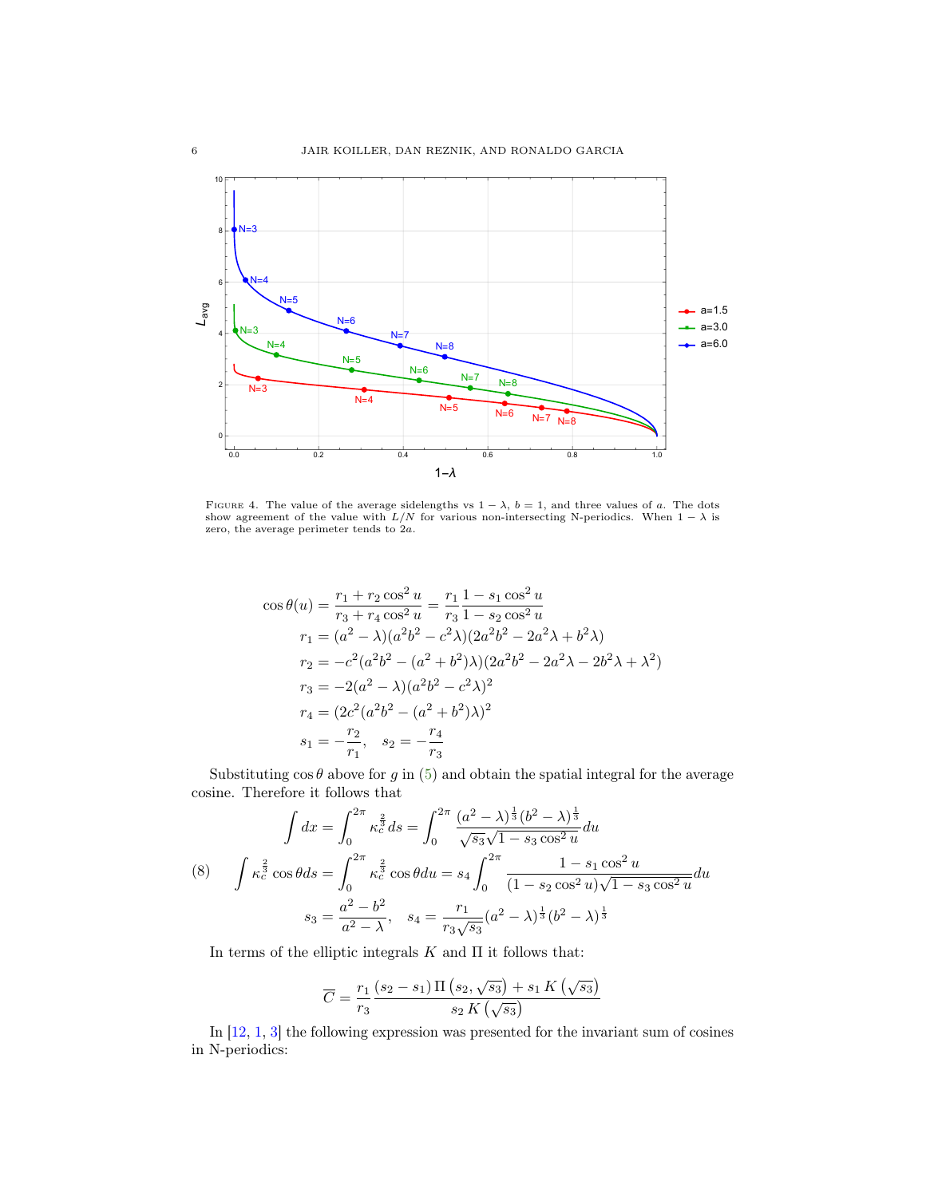FIGURE 4. The value of the average sidelengths vs $1-\lambda$, $b=1$, and three values of $a$. The dots show agreement of the value with $L/N$ for various non-intersecting N-periodics. When $1-\lambda$ is zero, the average perimeter tends to $2a$.

$$
\begin{aligned}
\cos\theta(u) &= \frac{r_1 + r_2\cos^2 u}{r_3 + r_4\cos^2 u} = \frac{r_1}{r_3}\frac{1 - s_1\cos^2 u}{1 - s_2\cos^2 u}\\
r_1 &= (a^2-\lambda)(a^2b^2 - c^2\lambda)(2a^2b^2 - 2a^2\lambda + b^2\lambda)\\
r_2 &= -c^2(a^2b^2 - (a^2+b^2)\lambda)(2a^2b^2 - 2a^2\lambda - 2b^2\lambda + \lambda^2)\\
r_3 &= -2(a^2-\lambda)(a^2b^2 - c^2\lambda)^2\\
r_4 &= (2c^2(a^2b^2 - (a^2+b^2)\lambda)^2\\
s_1 &= -\frac{r_2}{r_1}, \quad s_2 = -\frac{r_4}{r_3}
\end{aligned}
$$

Substituting $\cos\theta$ above for $g$ in (5) and obtain the spatial integral for the average cosine. Therefore it follows that

$$
\begin{aligned}
\int dx &= \int_0^{2\pi} \kappa_c^{\frac{2}{3}} ds = \int_0^{2\pi} \frac{(a^2-\lambda)^{\frac{1}{3}}(b^2-\lambda)^{\frac{1}{3}}}{\sqrt{s_3}\sqrt{1-s_3\cos^2 u}} du\\
\int \kappa_c^{\frac{2}{3}}\cos\theta ds &= \int_0^{2\pi} \kappa_c^{\frac{2}{3}}\cos\theta du = s_4 \int_0^{2\pi} \frac{1 - s_1\cos^2 u}{(1-s_2\cos^2 u)\sqrt{1-s_3\cos^2 u}} du \qquad (8)\\
s_3 &= \frac{a^2-b^2}{a^2-\lambda}, \quad s_4 = \frac{r_1}{r_3\sqrt{s_3}}(a^2-\lambda)^{\frac{1}{3}}(b^2-\lambda)^{\frac{1}{3}}
\end{aligned}
$$

In terms of the elliptic integrals $K$ and $\Pi$ it follows that:

$$
\overline{C} = \frac{r_1}{r_3}\frac{(s_2 - s_1)\,\Pi\left(s_2, \sqrt{s_3}\right) + s_1\,K\left(\sqrt{s_3}\right)}{s_2\,K\left(\sqrt{s_3}\right)}
$$

In [12, 1, 3] the following expression was presented for the invariant sum of cosines in N-periodics: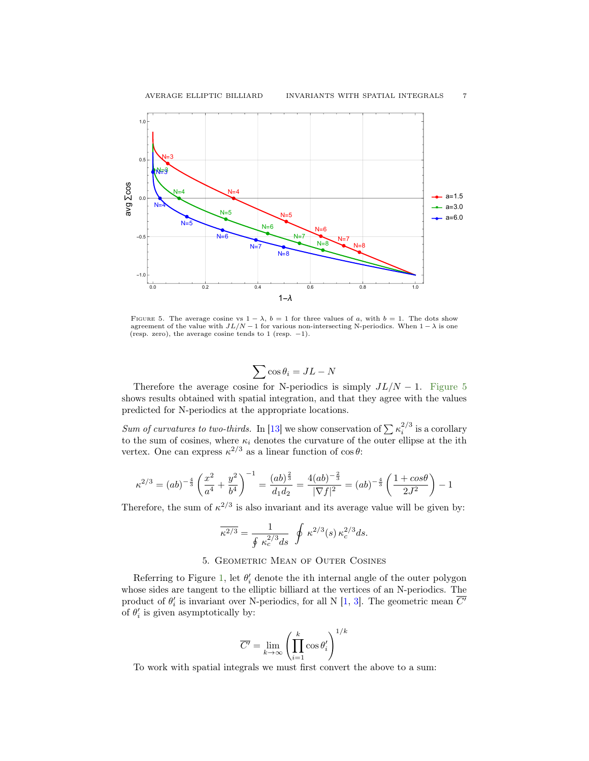FIGURE 5. The average cosine vs $1-\lambda$, $b=1$ for three values of $a$, with $b=1$. The dots show agreement of the value with $JL/N-1$ for various non-intersecting N-periodics. When $1-\lambda$ is one (resp. zero), the average cosine tends to 1 (resp. $-1$).

$$\sum \cos\theta_i = JL - N$$

Therefore the average cosine for N-periodics is simply $JL/N-1$. Figure 5 shows results obtained with spatial integration, and that they agree with the values predicted for N-periodics at the appropriate locations.

*Sum of curvatures to two-thirds.* In [13] we show conservation of $\sum \kappa_i^{2/3}$ is a corollary to the sum of cosines, where $\kappa_i$ denotes the curvature of the outer ellipse at the ith vertex. One can express $\kappa^{2/3}$ as a linear function of $\cos\theta$:

$$\kappa^{2/3} = (ab)^{-\frac{4}{3}} \left( \frac{x^2}{a^4} + \frac{y^2}{b^4} \right)^{-1} = \frac{(ab)^{\frac{2}{3}}}{d_1 d_2} = \frac{4(ab)^{-\frac{2}{3}}}{|\nabla f|^2} = (ab)^{-\frac{4}{3}} \left( \frac{1+cos\theta}{2J^2} \right) - 1$$

Therefore, the sum of $\kappa^{2/3}$ is also invariant and its average value will be given by:

$$\overline{\kappa^{2/3}} = \frac{1}{\oint \kappa_c^{2/3} ds} \oint \kappa^{2/3}(s)\, \kappa_c^{2/3} ds.$$

## 5. Geometric Mean of Outer Cosines

Referring to Figure 1, let $\theta_i'$ denote the ith internal angle of the outer polygon whose sides are tangent to the elliptic billiard at the vertices of an N-periodics. The product of $\theta_i'$ is invariant over N-periodics, for all N [1, 3]. The geometric mean $\overline{C'}$ of $\theta_i'$ is given asymptotically by:

$$\overline{C'} = \lim_{k\to\infty} \left( \prod_{i=1}^{k} \cos\theta_i' \right)^{1/k}$$

To work with spatial integrals we must first convert the above to a sum: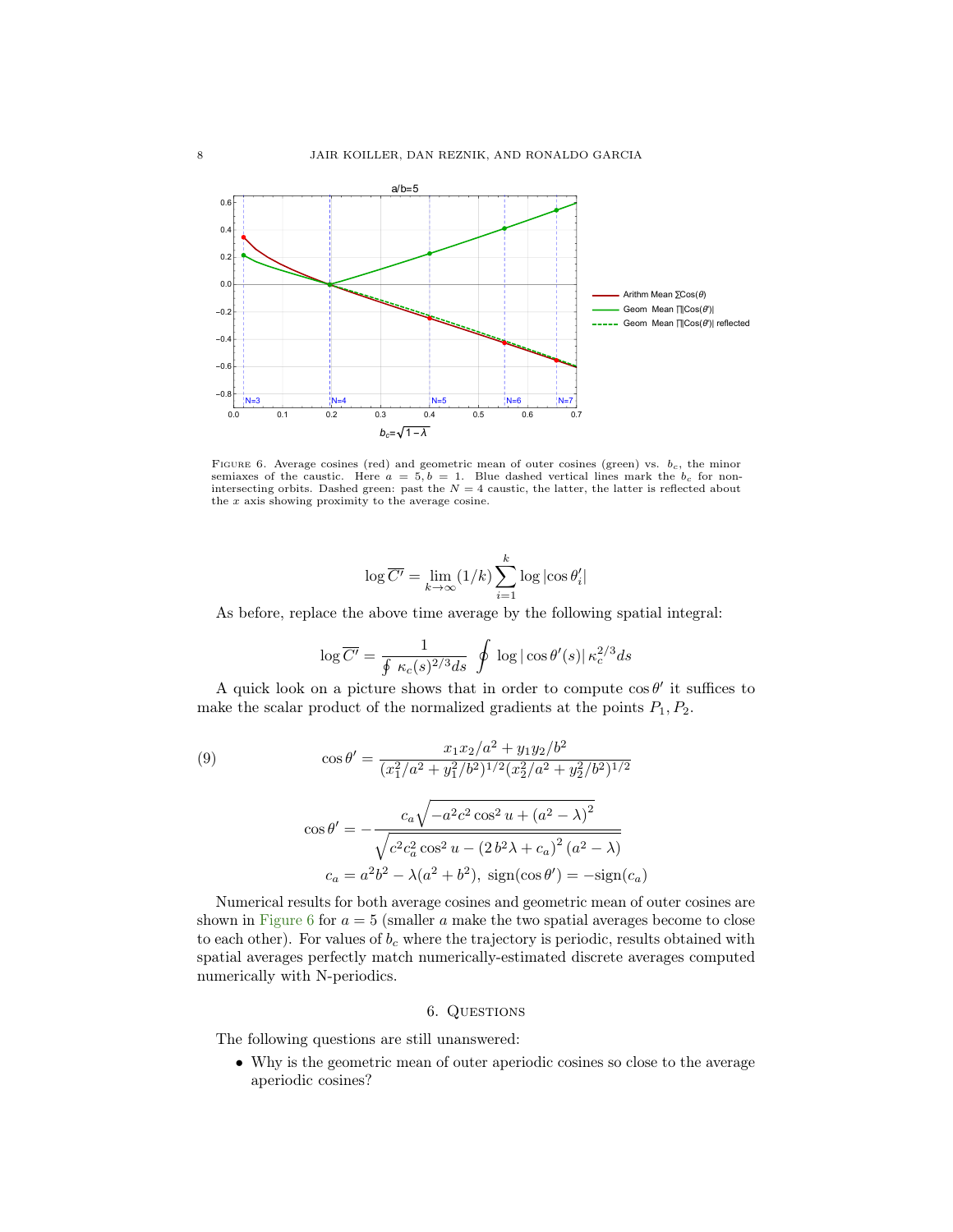FIGURE 6. Average cosines (red) and geometric mean of outer cosines (green) vs. $b_c$, the minor semiaxes of the caustic. Here $a = 5, b = 1$. Blue dashed vertical lines mark the $b_c$ for non-intersecting orbits. Dashed green: past the $N = 4$ caustic, the latter, the latter is reflected about the $x$ axis showing proximity to the average cosine.

$$\log \overline{C'} = \lim_{k\to\infty} (1/k) \sum_{i=1}^{k} \log |\cos \theta'_i|$$

As before, replace the above time average by the following spatial integral:

$$\log \overline{C'} = \frac{1}{\oint \kappa_c(s)^{2/3} ds} \oint \log |\cos \theta'(s)| \, \kappa_c^{2/3} ds$$

A quick look on a picture shows that in order to compute $\cos\theta'$ it suffices to make the scalar product of the normalized gradients at the points $P_1, P_2$.

$$\cos\theta' = \frac{x_1 x_2/a^2 + y_1 y_2/b^2}{(x_1^2/a^2 + y_1^2/b^2)^{1/2}(x_2^2/a^2 + y_2^2/b^2)^{1/2}} \tag{9}$$

$$\cos\theta' = -\frac{c_a \sqrt{-a^2 c^2 \cos^2 u + \left(a^2 - \lambda\right)^2}}{\sqrt{c^2 c_a^2 \cos^2 u - \left(2\, b^2 \lambda + c_a\right)^2 \left(a^2 - \lambda\right)}}$$

$$c_a = a^2 b^2 - \lambda(a^2 + b^2), \ \text{sign}(\cos\theta') = -\text{sign}(c_a)$$

Numerical results for both average cosines and geometric mean of outer cosines are shown in Figure 6 for $a = 5$ (smaller $a$ make the two spatial averages become to close to each other). For values of $b_c$ where the trajectory is periodic, results obtained with spatial averages perfectly match numerically-estimated discrete averages computed numerically with N-periodics.

## 6. Questions

The following questions are still unanswered:

- Why is the geometric mean of outer aperiodic cosines so close to the average aperiodic cosines?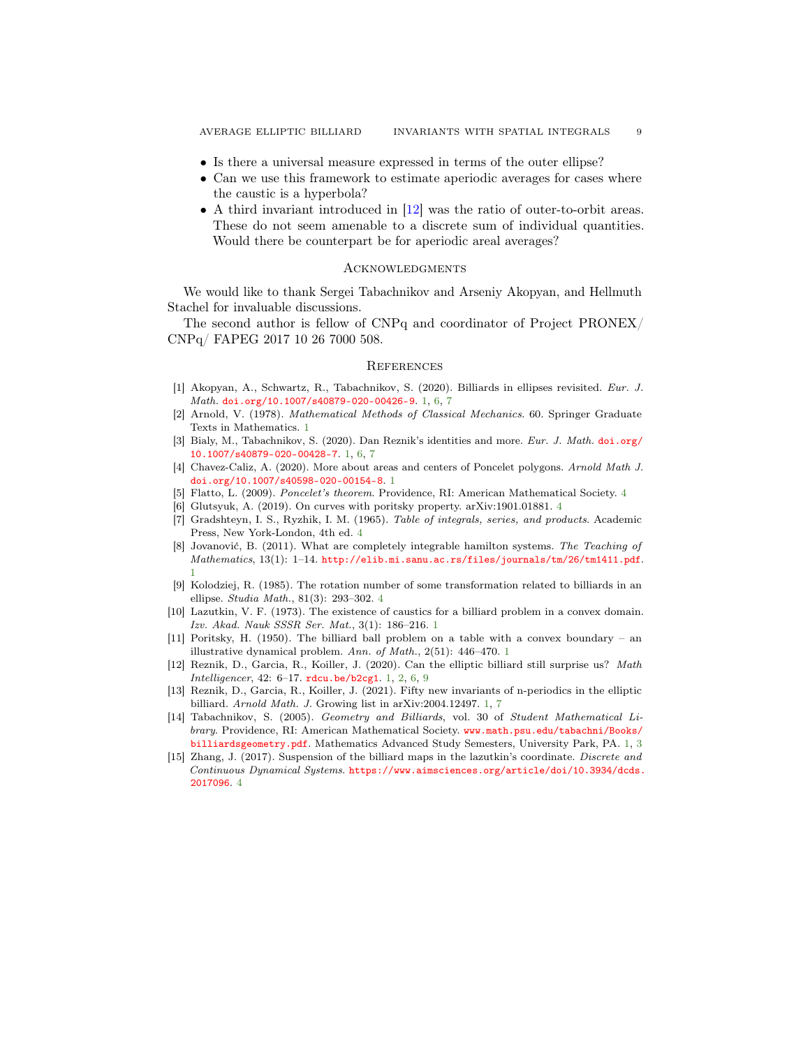- Is there a universal measure expressed in terms of the outer ellipse?
- Can we use this framework to estimate aperiodic averages for cases where the caustic is a hyperbola?
- A third invariant introduced in [12] was the ratio of outer-to-orbit areas. These do not seem amenable to a discrete sum of individual quantities. Would there be counterpart be for aperiodic areal averages?

## Acknowledgments

We would like to thank Sergei Tabachnikov and Arseniy Akopyan, and Hellmuth Stachel for invaluable discussions.

The second author is fellow of CNPq and coordinator of Project PRONEX/ CNPq/ FAPEG 2017 10 26 7000 508.

## References

[1] Akopyan, A., Schwartz, R., Tabachnikov, S. (2020). Billiards in ellipses revisited. *Eur. J. Math.* doi.org/10.1007/s40879-020-00426-9. 1, 6, 7

[2] Arnold, V. (1978). *Mathematical Methods of Classical Mechanics.* 60. Springer Graduate Texts in Mathematics. 1

[3] Bialy, M., Tabachnikov, S. (2020). Dan Reznik's identities and more. *Eur. J. Math.* doi.org/10.1007/s40879-020-00428-7. 1, 6, 7

[4] Chavez-Caliz, A. (2020). More about areas and centers of Poncelet polygons. *Arnold Math J.* doi.org/10.1007/s40598-020-00154-8. 1

[5] Flatto, L. (2009). *Poncelet's theorem.* Providence, RI: American Mathematical Society. 4

[6] Glutsyuk, A. (2019). On curves with poritsky property. arXiv:1901.01881. 4

[7] Gradshteyn, I. S., Ryzhik, I. M. (1965). *Table of integrals, series, and products.* Academic Press, New York-London, 4th ed. 4

[8] Jovanović, B. (2011). What are completely integrable hamilton systems. *The Teaching of Mathematics*, 13(1): 1–14. http://elib.mi.sanu.ac.rs/files/journals/tm/26/tm1411.pdf. 1

[9] Kolodziej, R. (1985). The rotation number of some transformation related to billiards in an ellipse. *Studia Math.*, 81(3): 293–302. 4

[10] Lazutkin, V. F. (1973). The existence of caustics for a billiard problem in a convex domain. *Izv. Akad. Nauk SSSR Ser. Mat.*, 3(1): 186–216. 1

[11] Poritsky, H. (1950). The billiard ball problem on a table with a convex boundary – an illustrative dynamical problem. *Ann. of Math.*, 2(51): 446–470. 1

[12] Reznik, D., Garcia, R., Koiller, J. (2020). Can the elliptic billiard still surprise us? *Math Intelligencer*, 42: 6–17. rdcu.be/b2cg1. 1, 2, 6, 9

[13] Reznik, D., Garcia, R., Koiller, J. (2021). Fifty new invariants of n-periodics in the elliptic billiard. *Arnold Math. J.* Growing list in arXiv:2004.12497. 1, 7

[14] Tabachnikov, S. (2005). *Geometry and Billiards*, vol. 30 of *Student Mathematical Library*. Providence, RI: American Mathematical Society. www.math.psu.edu/tabachni/Books/billiardsgeometry.pdf. Mathematics Advanced Study Semesters, University Park, PA. 1, 3

[15] Zhang, J. (2017). Suspension of the billiard maps in the lazutkin's coordinate. *Discrete and Continuous Dynamical Systems.* https://www.aimsciences.org/article/doi/10.3934/dcds.2017096. 4